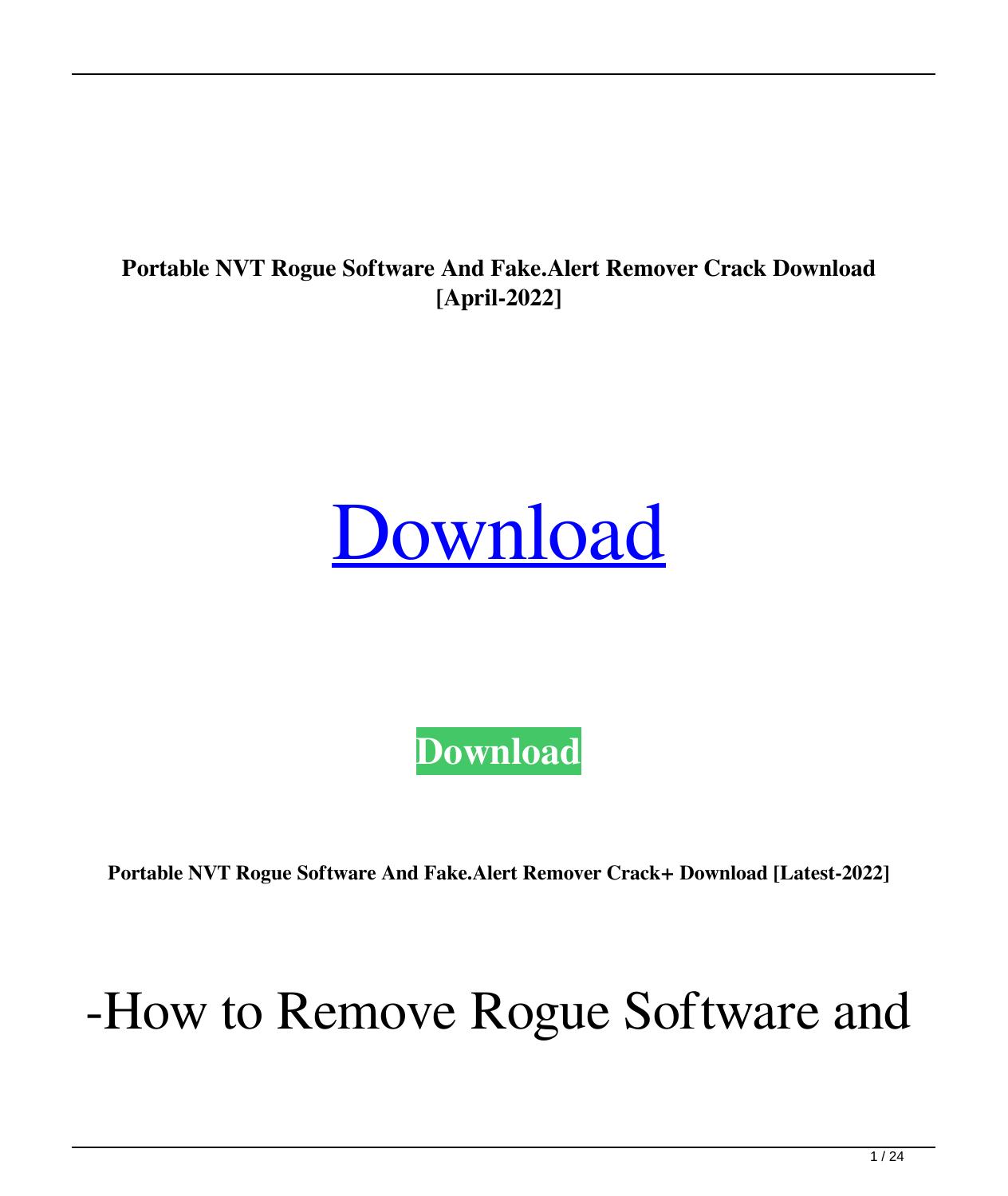**Portable NVT Rogue Software And Fake.Alert Remover Crack Download [April-2022]**

# [Download]

**[Download]**

**Portable NVT Rogue Software And Fake.Alert Remover Crack+ Download [Latest-2022]**

-How to Remove Rogue Software and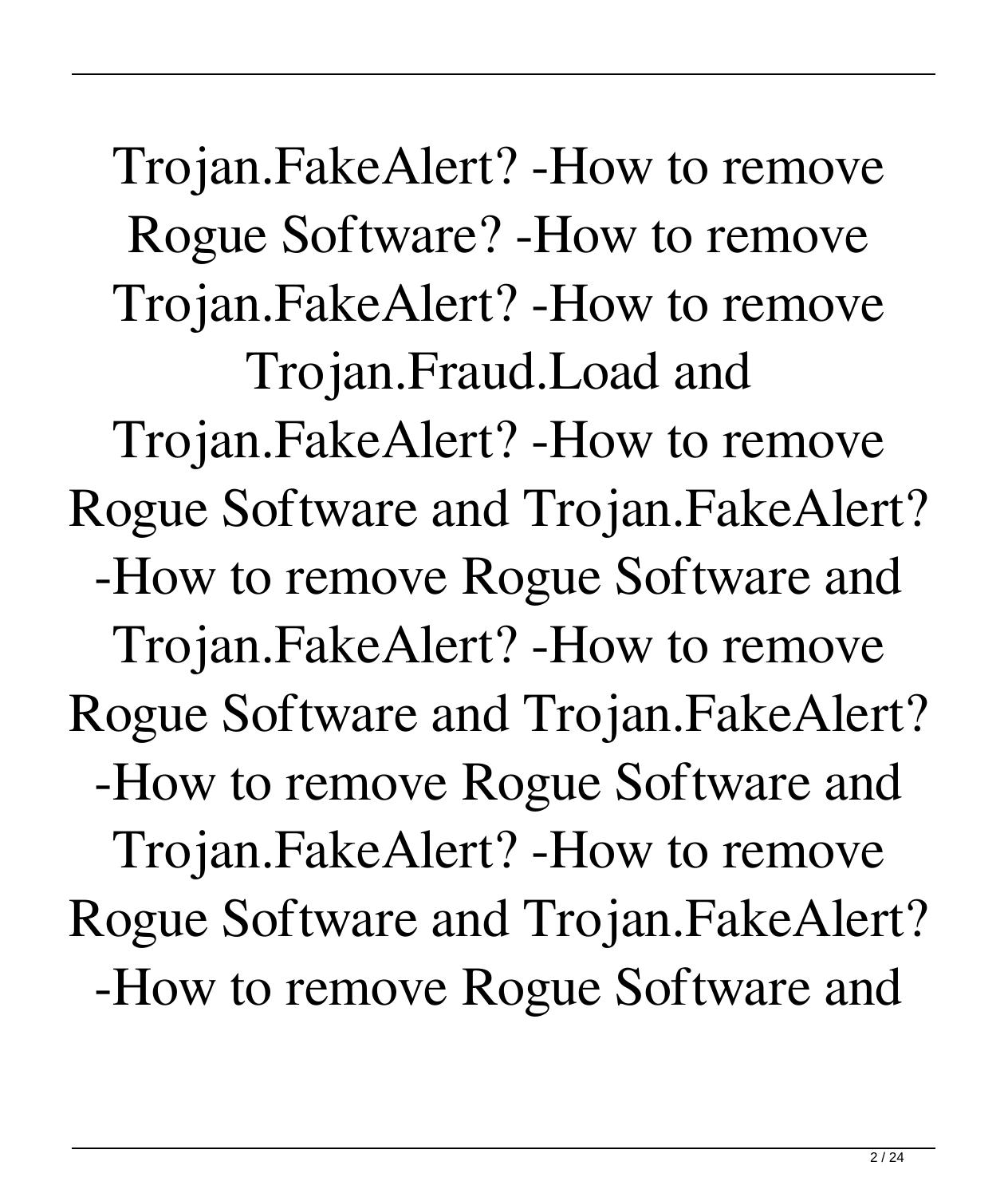Trojan.FakeAlert? -How to remove Rogue Software? -How to remove Trojan.FakeAlert? -How to remove Trojan.Fraud.Load and Trojan.FakeAlert? -How to remove Rogue Software and Trojan.FakeAlert? -How to remove Rogue Software and Trojan.FakeAlert? -How to remove Rogue Software and Trojan.FakeAlert? -How to remove Rogue Software and Trojan.FakeAlert? -How to remove Rogue Software and Trojan.FakeAlert? -How to remove Rogue Software and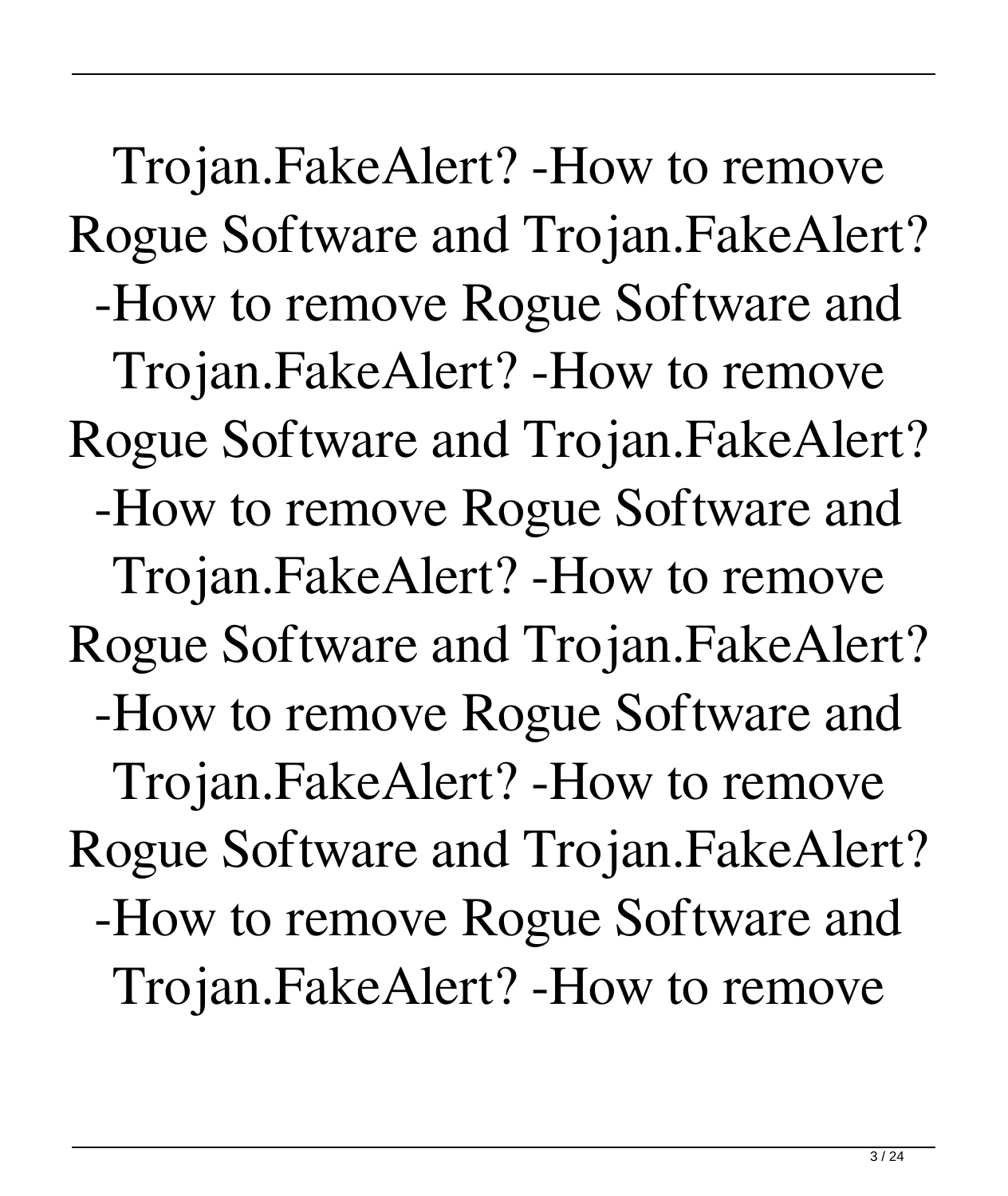Trojan.FakeAlert? -How to remove Rogue Software and Trojan.FakeAlert? -How to remove Rogue Software and Trojan.FakeAlert? -How to remove Rogue Software and Trojan.FakeAlert? -How to remove Rogue Software and Trojan.FakeAlert? -How to remove Rogue Software and Trojan.FakeAlert? -How to remove Rogue Software and Trojan.FakeAlert? -How to remove Rogue Software and Trojan.FakeAlert? -How to remove Rogue Software and Trojan.FakeAlert? -How to remove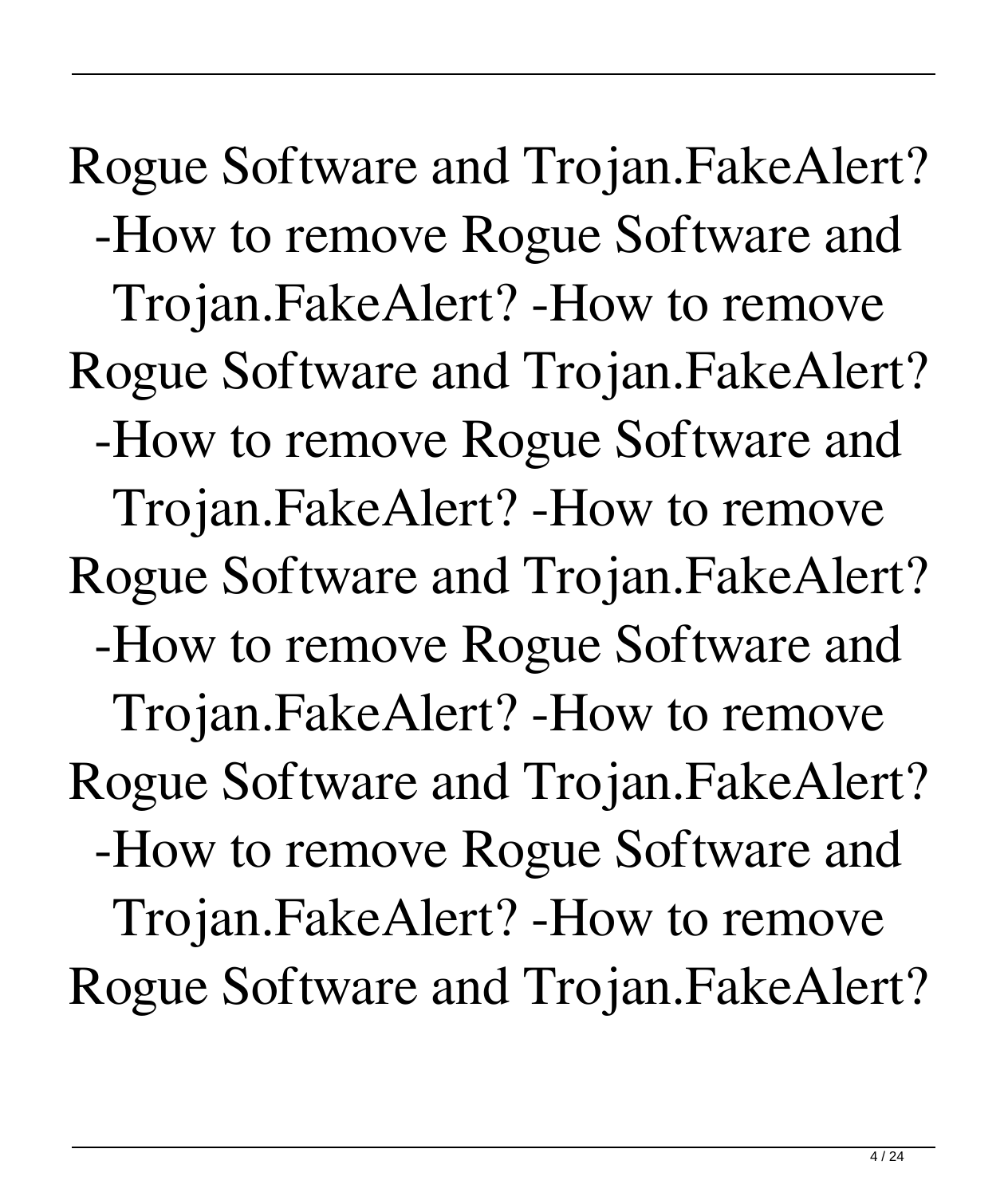Rogue Software and Trojan.FakeAlert? -How to remove Rogue Software and Trojan.FakeAlert? -How to remove Rogue Software and Trojan.FakeAlert? -How to remove Rogue Software and Trojan.FakeAlert? -How to remove Rogue Software and Trojan.FakeAlert? -How to remove Rogue Software and Trojan.FakeAlert? -How to remove Rogue Software and Trojan.FakeAlert? -How to remove Rogue Software and Trojan.FakeAlert? -How to remove Rogue Software and Trojan.FakeAlert?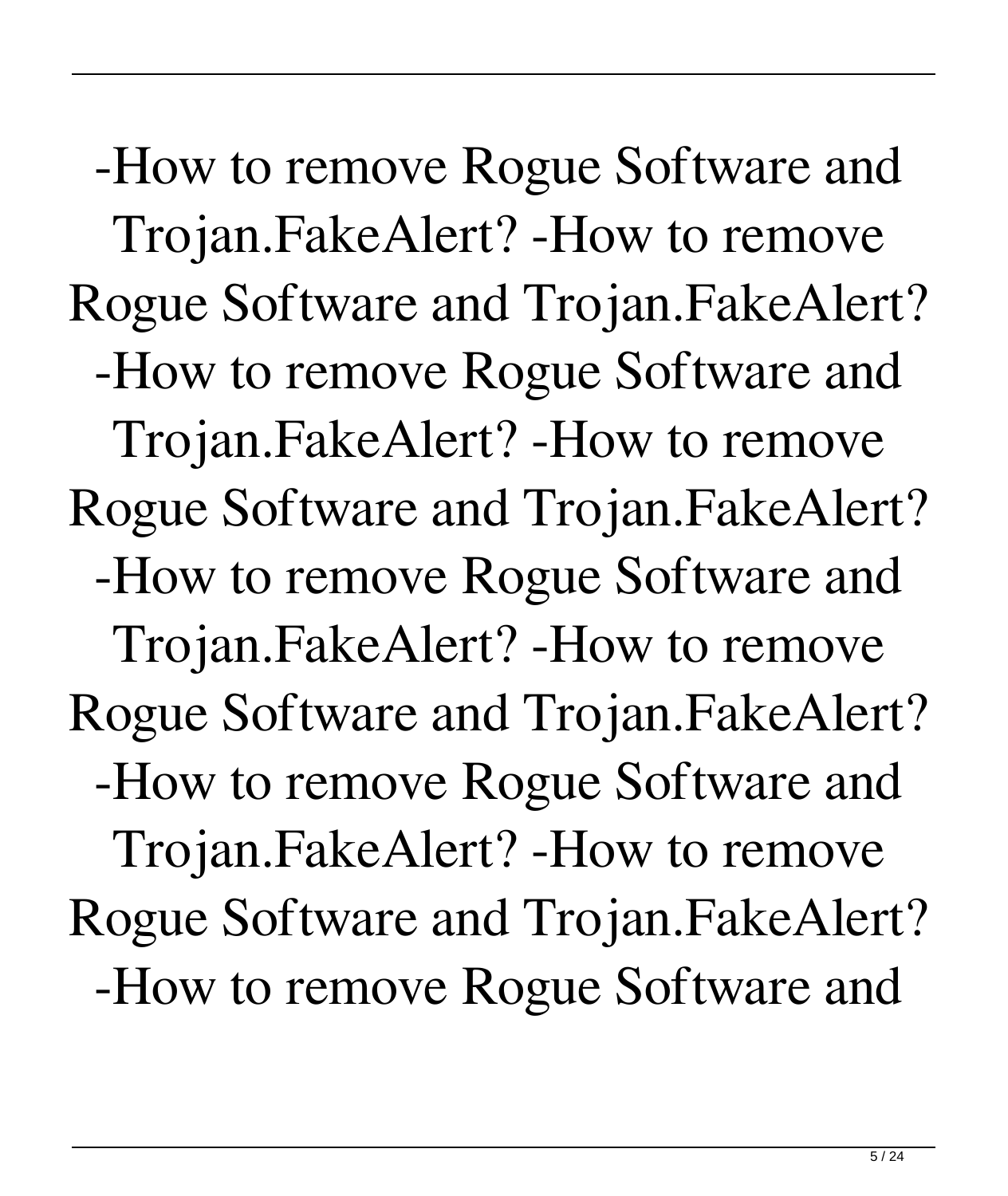-How to remove Rogue Software and Trojan.FakeAlert? -How to remove Rogue Software and Trojan.FakeAlert? -How to remove Rogue Software and Trojan.FakeAlert? -How to remove Rogue Software and Trojan.FakeAlert? -How to remove Rogue Software and Trojan.FakeAlert? -How to remove Rogue Software and Trojan.FakeAlert? -How to remove Rogue Software and Trojan.FakeAlert? -How to remove Rogue Software and Trojan.FakeAlert? -How to remove Rogue Software and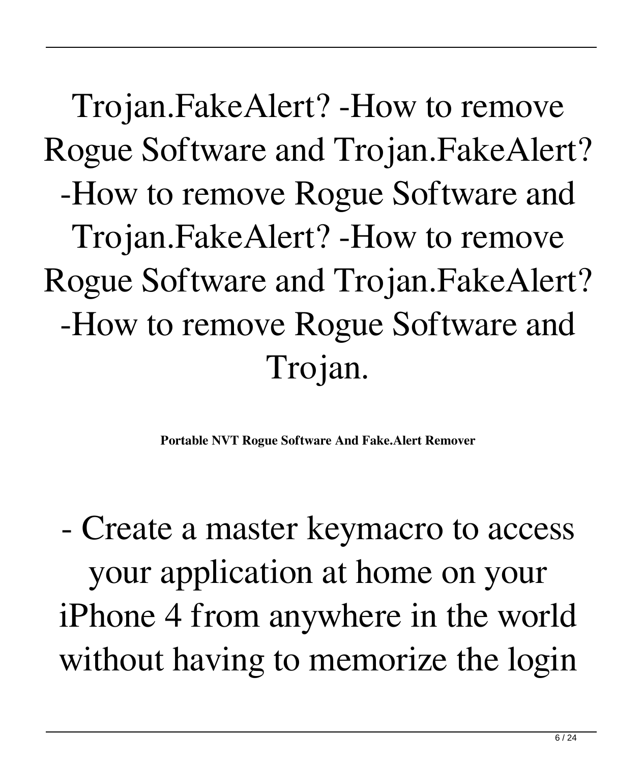Trojan.FakeAlert? -How to remove Rogue Software and Trojan.FakeAlert? -How to remove Rogue Software and Trojan.FakeAlert? -How to remove Rogue Software and Trojan.FakeAlert? -How to remove Rogue Software and Trojan.

**Portable NVT Rogue Software And Fake.Alert Remover**

- Create a master keymacro to access your application at home on your iPhone 4 from anywhere in the world without having to memorize the login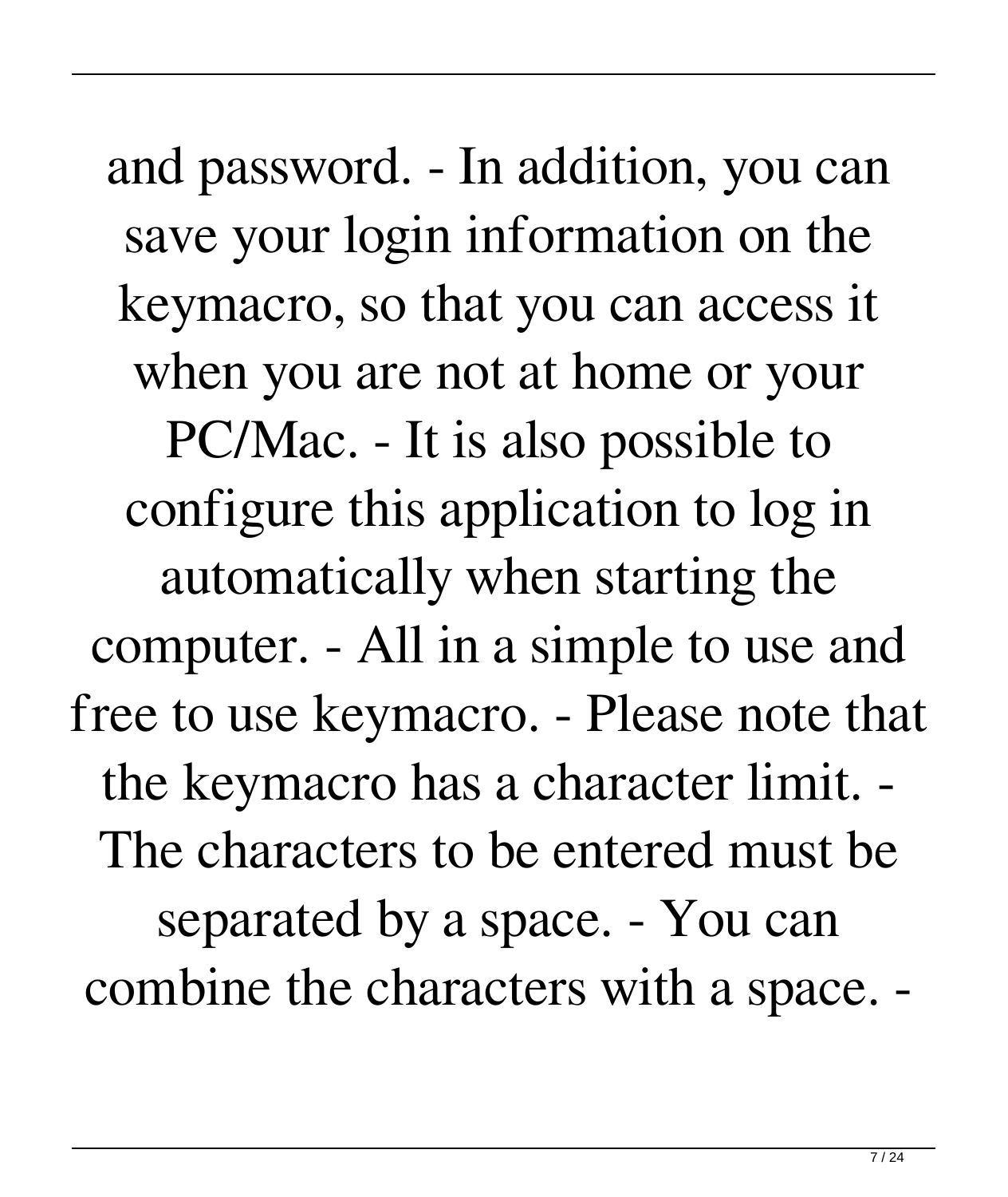and password. - In addition, you can save your login information on the keymacro, so that you can access it when you are not at home or your PC/Mac. - It is also possible to configure this application to log in automatically when starting the computer. - All in a simple to use and free to use keymacro. - Please note that the keymacro has a character limit. - The characters to be entered must be separated by a space. - You can combine the characters with a space. -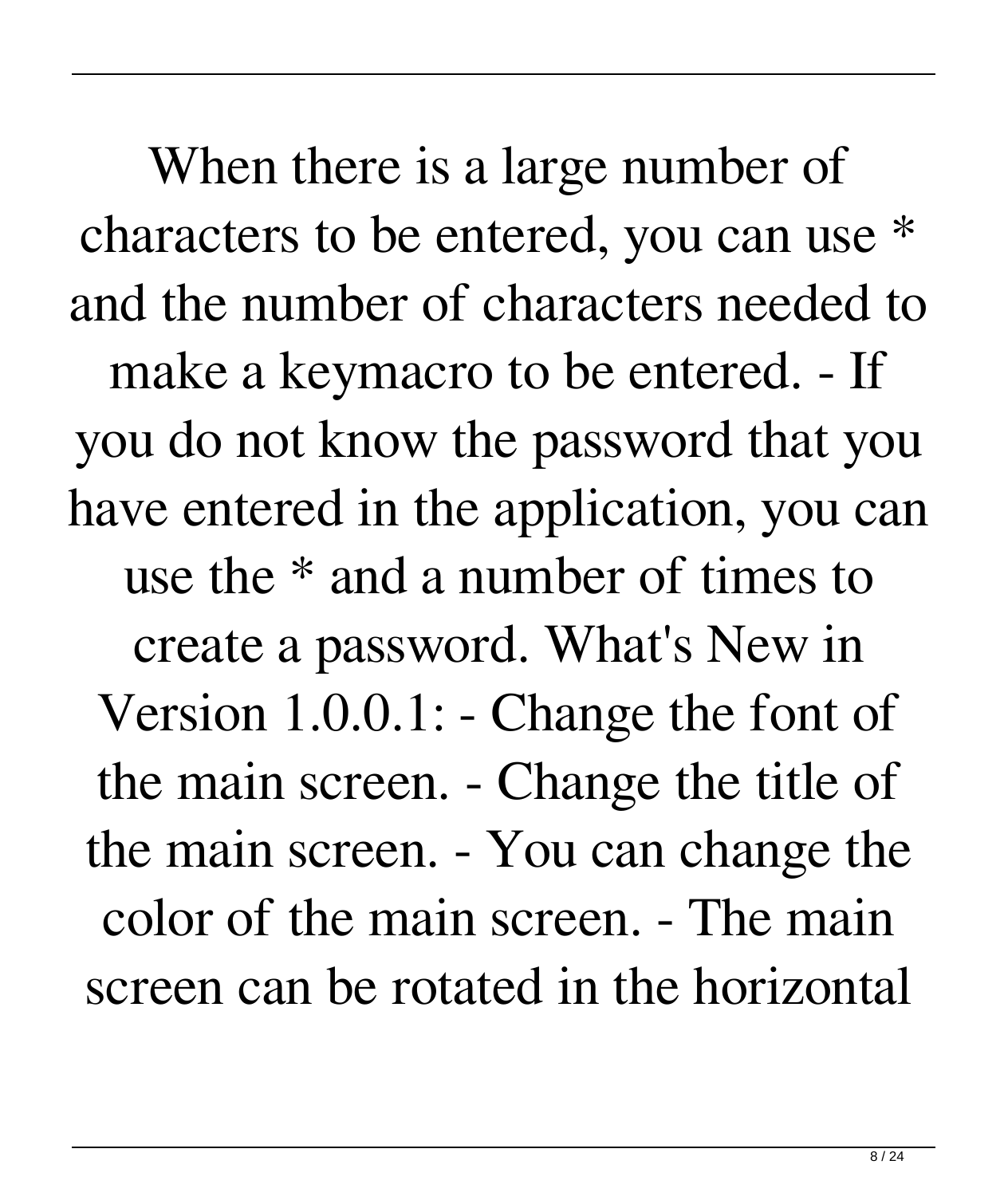When there is a large number of characters to be entered, you can use * and the number of characters needed to make a keymacro to be entered. - If you do not know the password that you have entered in the application, you can use the * and a number of times to create a password. What's New in Version 1.0.0.1: - Change the font of the main screen. - Change the title of the main screen. - You can change the color of the main screen. - The main screen can be rotated in the horizontal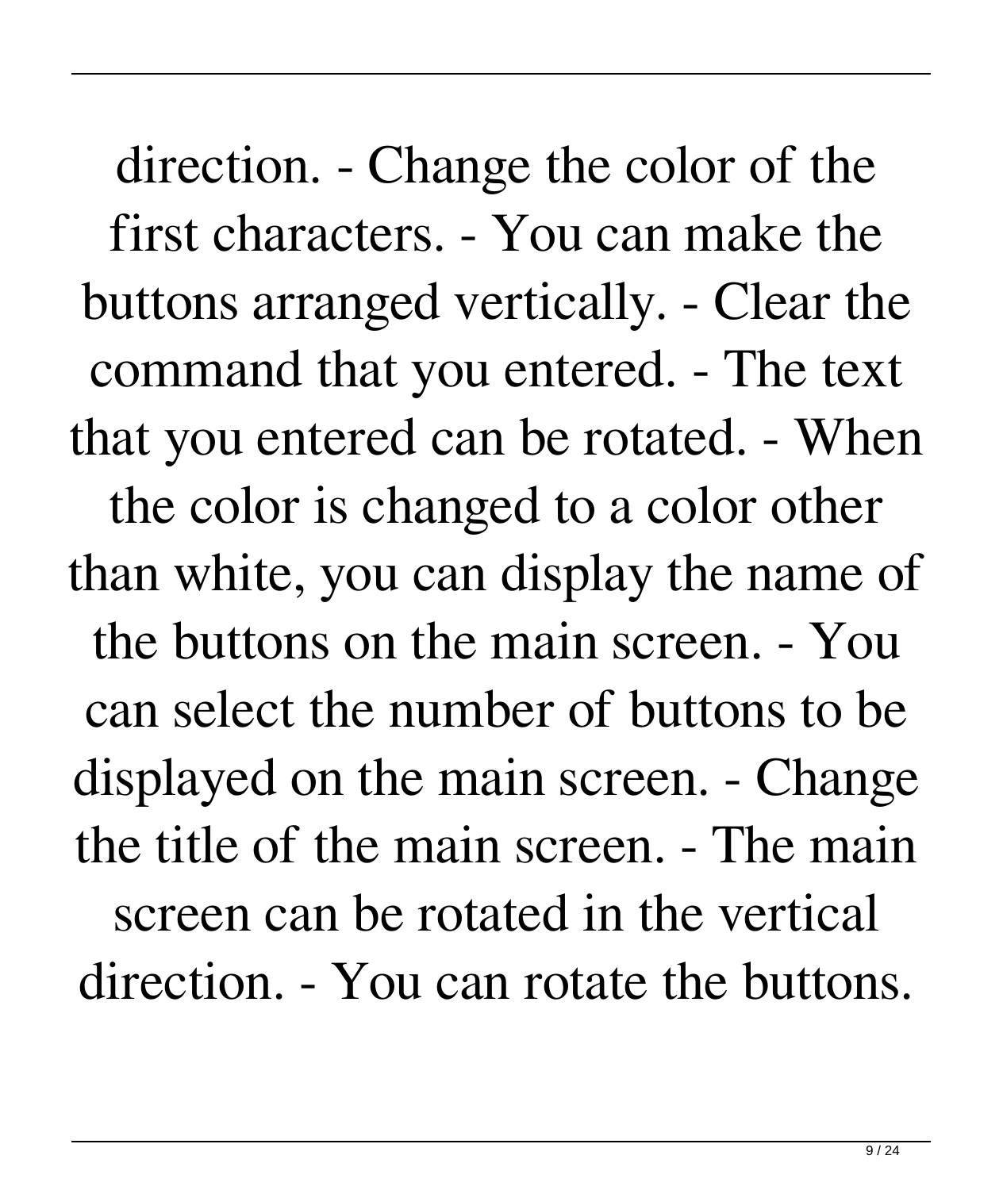direction. - Change the color of the first characters. - You can make the buttons arranged vertically. - Clear the command that you entered. - The text that you entered can be rotated. - When the color is changed to a color other than white, you can display the name of the buttons on the main screen. - You can select the number of buttons to be displayed on the main screen. - Change the title of the main screen. - The main screen can be rotated in the vertical direction. - You can rotate the buttons.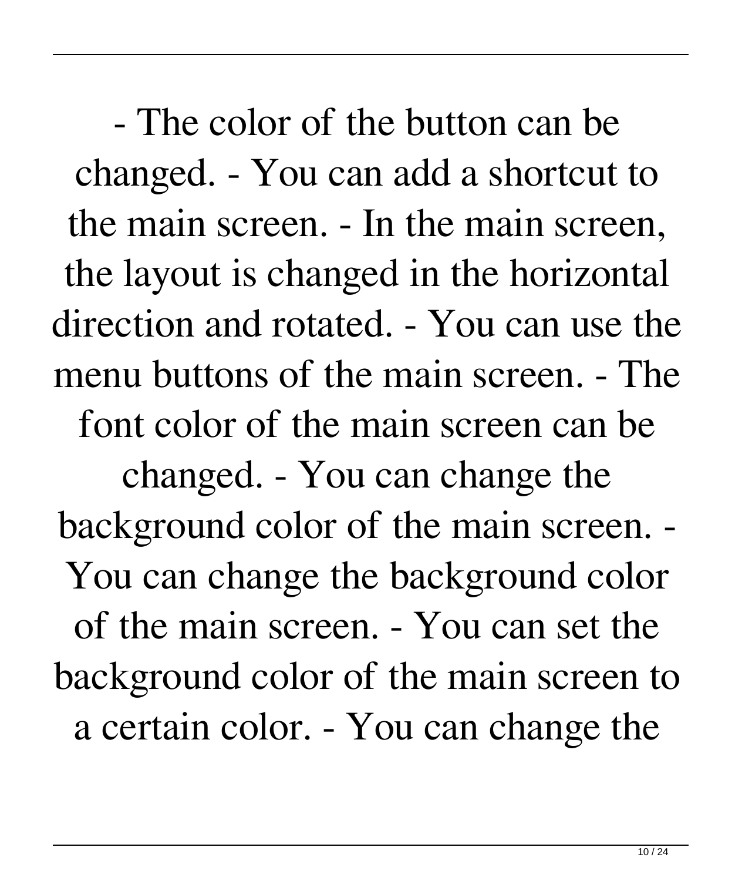- The color of the button can be changed. - You can add a shortcut to the main screen. - In the main screen, the layout is changed in the horizontal direction and rotated. - You can use the menu buttons of the main screen. - The font color of the main screen can be changed. - You can change the background color of the main screen. - You can change the background color of the main screen. - You can set the background color of the main screen to a certain color. - You can change the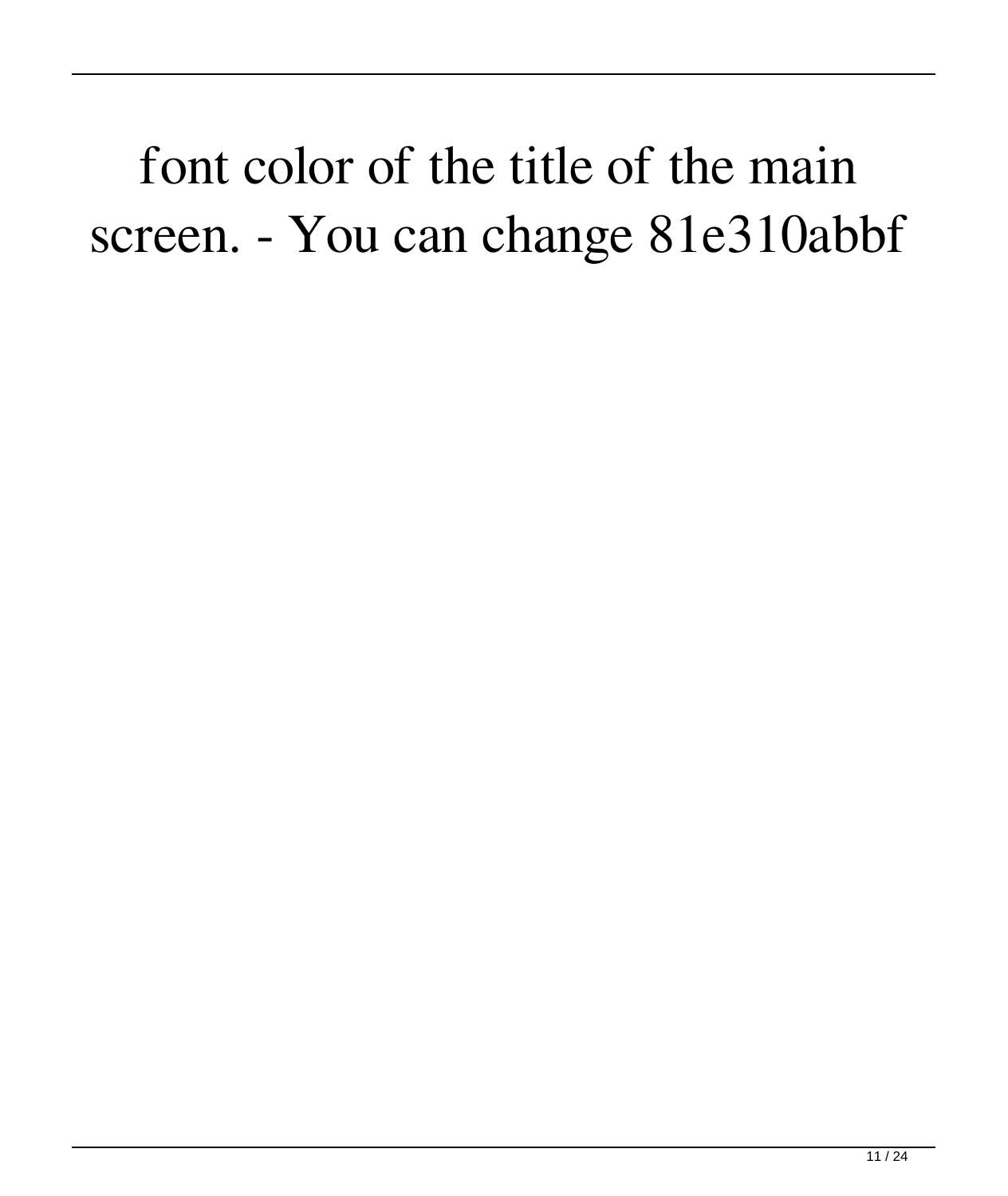font color of the title of the main screen. - You can change 81e310abbf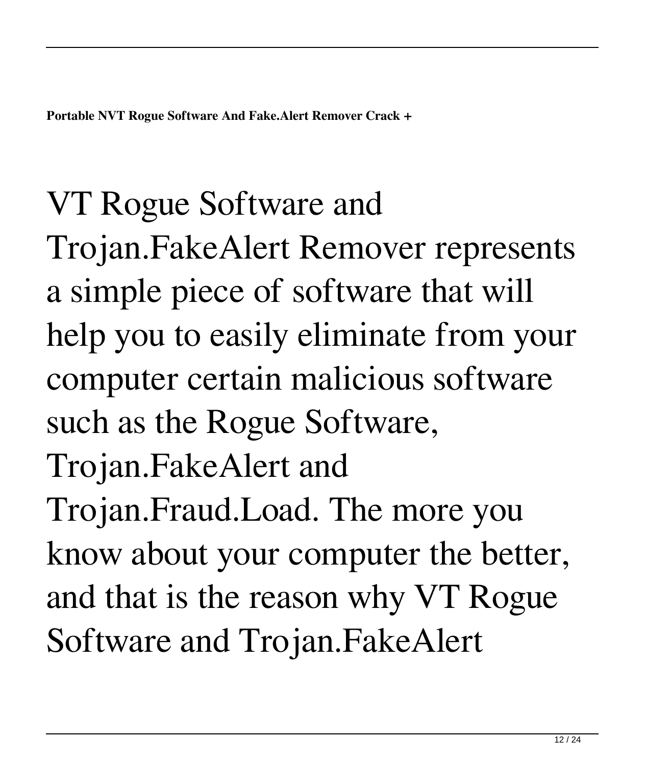**Portable NVT Rogue Software And Fake.Alert Remover Crack +**

VT Rogue Software and Trojan.FakeAlert Remover represents a simple piece of software that will help you to easily eliminate from your computer certain malicious software such as the Rogue Software, Trojan.FakeAlert and Trojan.Fraud.Load. The more you know about your computer the better, and that is the reason why VT Rogue Software and Trojan.FakeAlert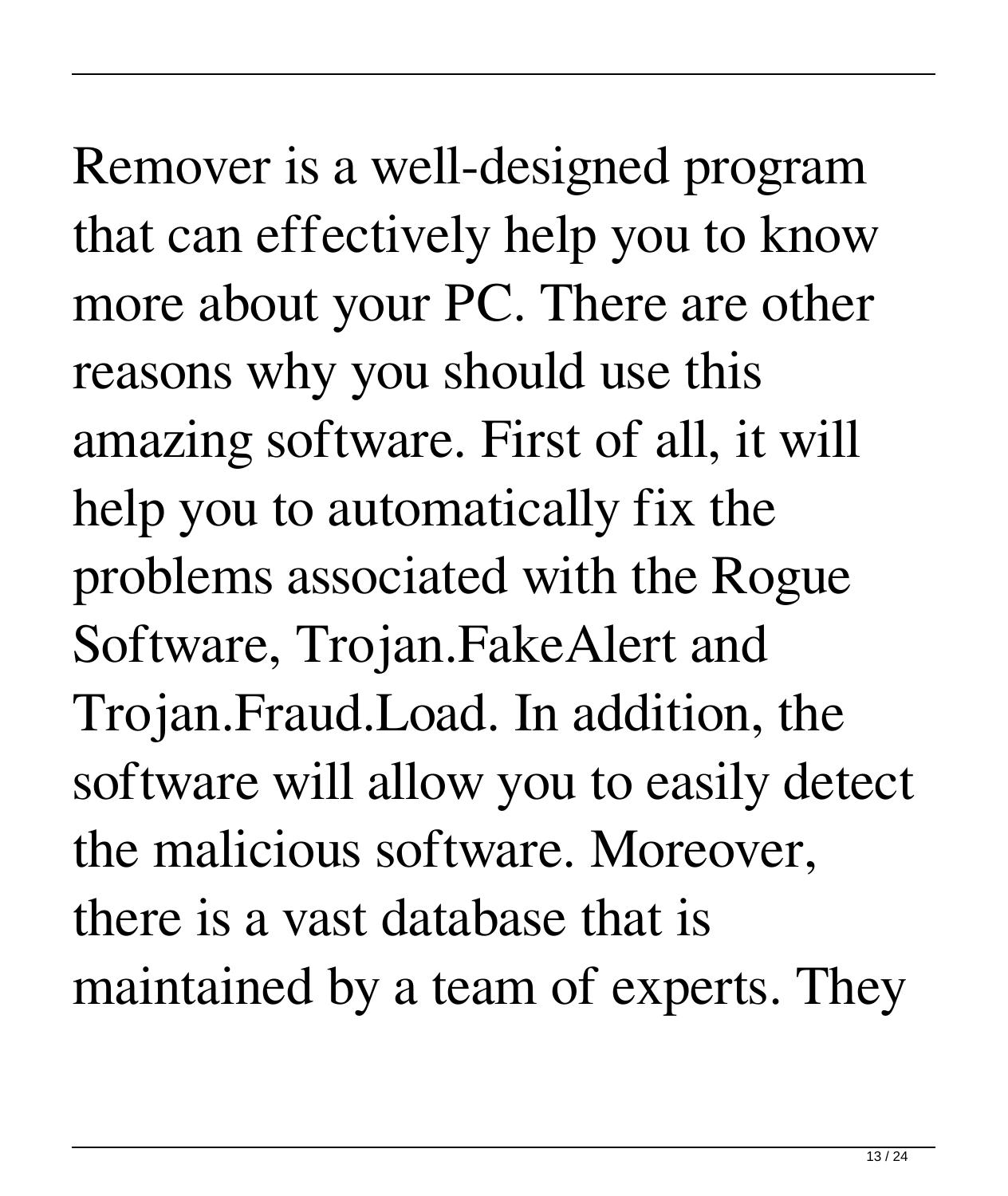Remover is a well-designed program that can effectively help you to know more about your PC. There are other reasons why you should use this amazing software. First of all, it will help you to automatically fix the problems associated with the Rogue Software, Trojan.FakeAlert and Trojan.Fraud.Load. In addition, the software will allow you to easily detect the malicious software. Moreover, there is a vast database that is maintained by a team of experts. They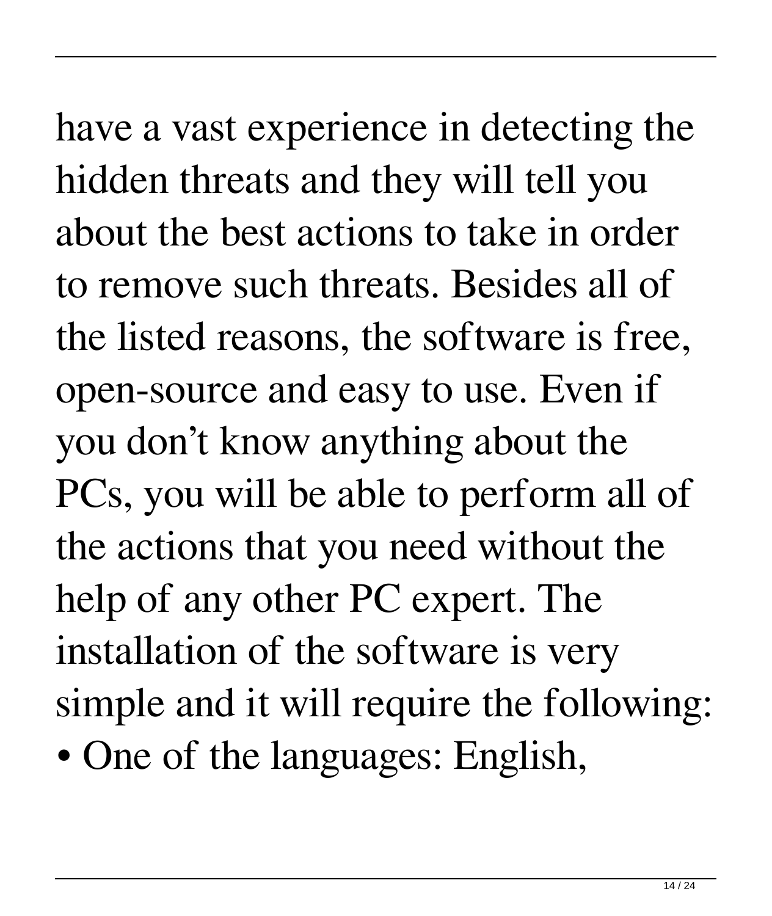have a vast experience in detecting the hidden threats and they will tell you about the best actions to take in order to remove such threats. Besides all of the listed reasons, the software is free, open-source and easy to use. Even if you don’t know anything about the PCs, you will be able to perform all of the actions that you need without the help of any other PC expert. The installation of the software is very simple and it will require the following:

- One of the languages: English,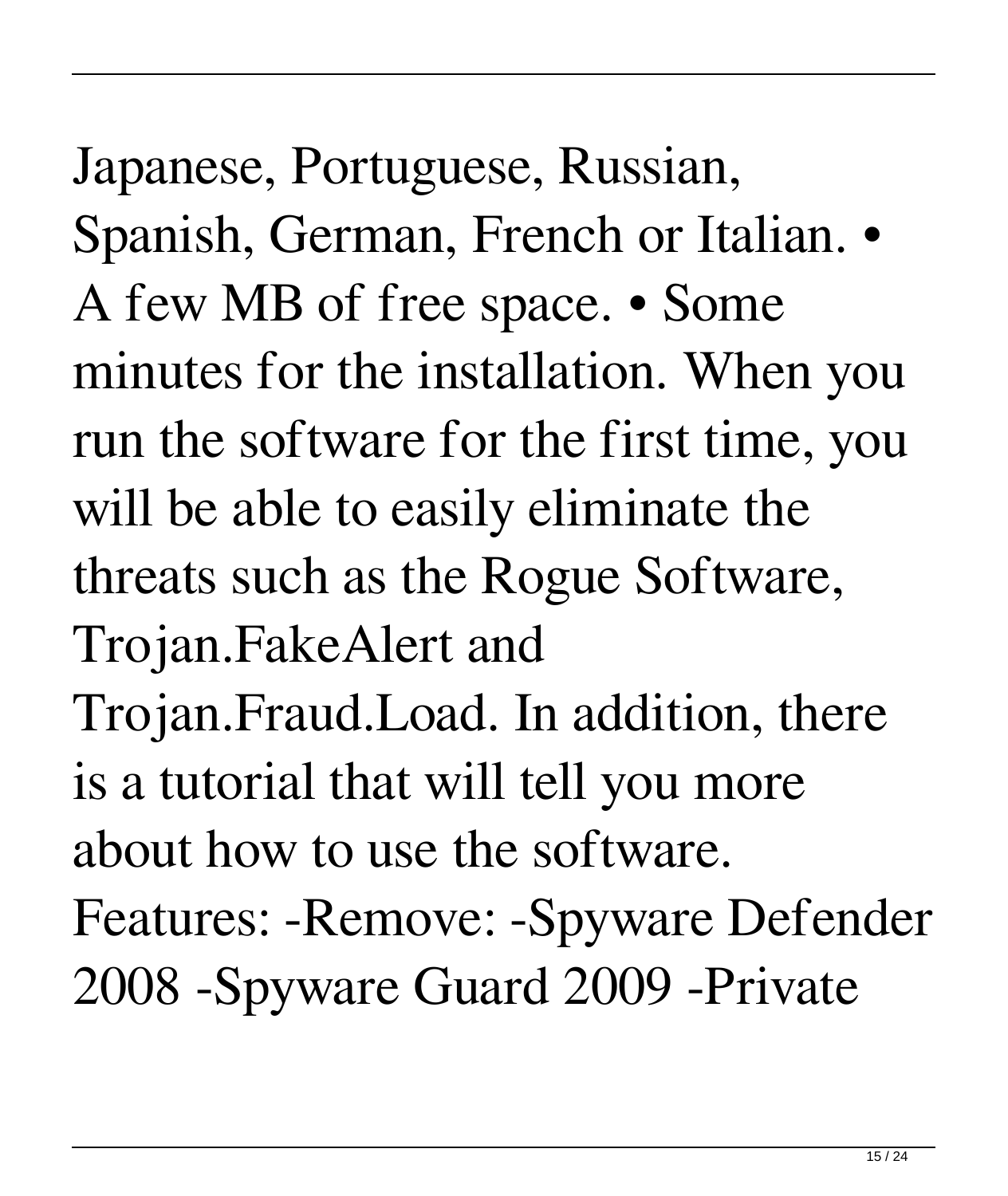Japanese, Portuguese, Russian, Spanish, German, French or Italian. • A few MB of free space. • Some minutes for the installation. When you run the software for the first time, you will be able to easily eliminate the threats such as the Rogue Software, Trojan.FakeAlert and Trojan.Fraud.Load. In addition, there is a tutorial that will tell you more about how to use the software. Features: -Remove: -Spyware Defender 2008 -Spyware Guard 2009 -Private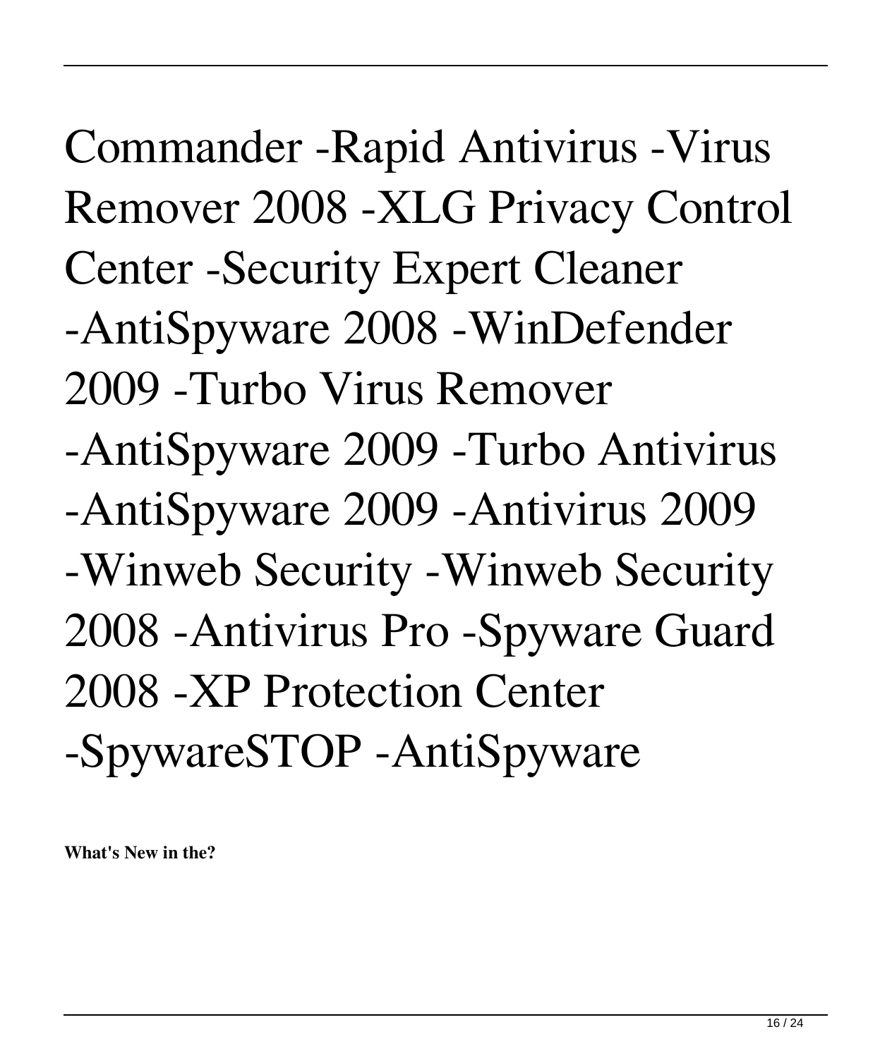Commander -Rapid Antivirus -Virus Remover 2008 -XLG Privacy Control Center -Security Expert Cleaner -AntiSpyware 2008 -WinDefender 2009 -Turbo Virus Remover -AntiSpyware 2009 -Turbo Antivirus -AntiSpyware 2009 -Antivirus 2009 -Winweb Security -Winweb Security 2008 -Antivirus Pro -Spyware Guard 2008 -XP Protection Center -SpywareSTOP -AntiSpyware

**What's New in the?**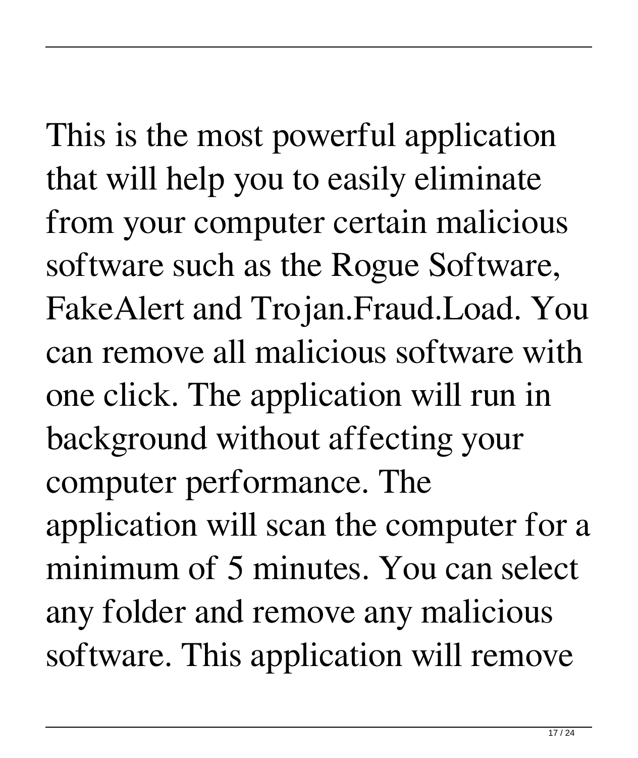This is the most powerful application that will help you to easily eliminate from your computer certain malicious software such as the Rogue Software, FakeAlert and Trojan.Fraud.Load. You can remove all malicious software with one click. The application will run in background without affecting your computer performance. The application will scan the computer for a minimum of 5 minutes. You can select any folder and remove any malicious software. This application will remove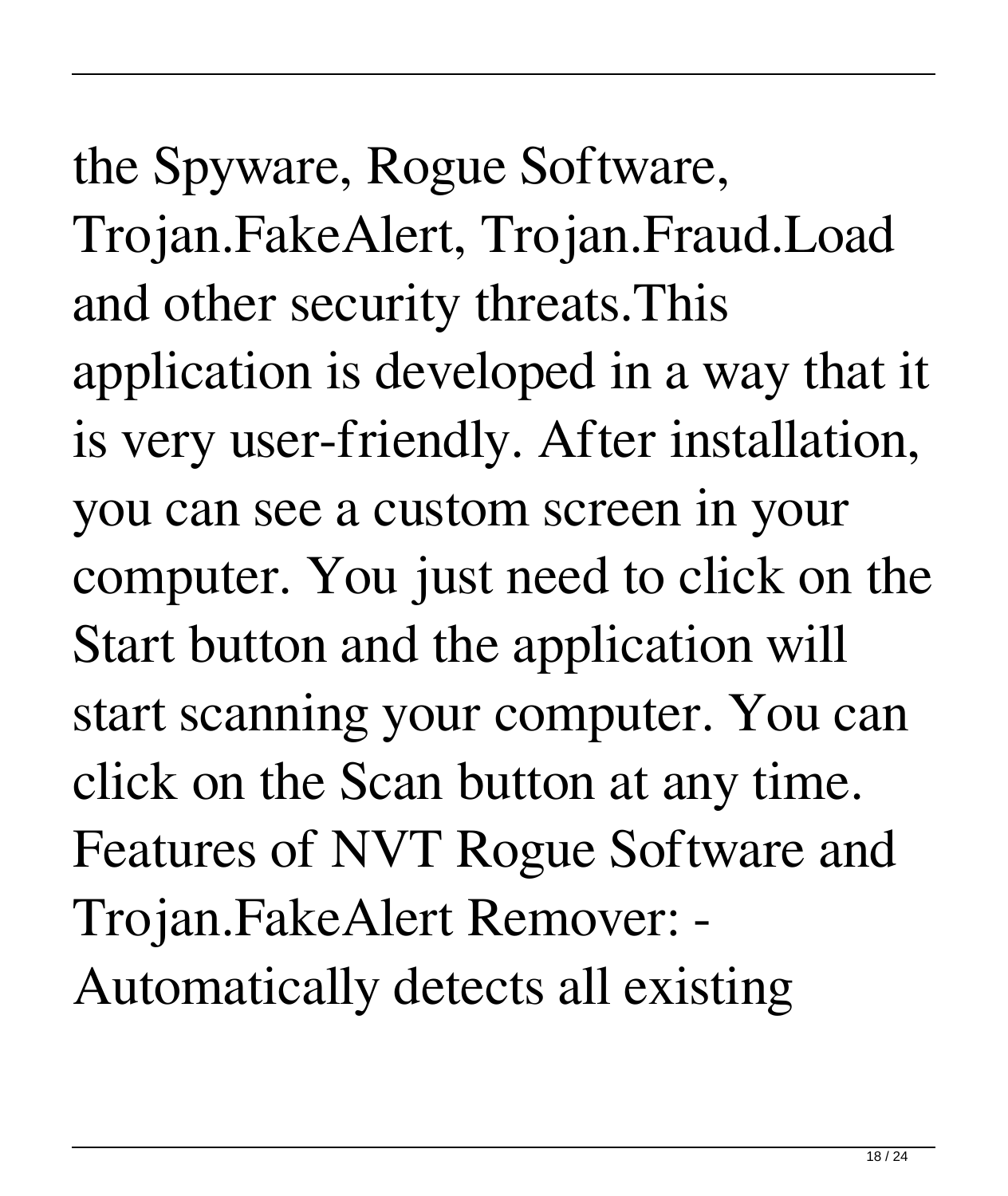the Spyware, Rogue Software, Trojan.FakeAlert, Trojan.Fraud.Load and other security threats.This application is developed in a way that it is very user-friendly. After installation, you can see a custom screen in your computer. You just need to click on the Start button and the application will start scanning your computer. You can click on the Scan button at any time. Features of NVT Rogue Software and Trojan.FakeAlert Remover: - Automatically detects all existing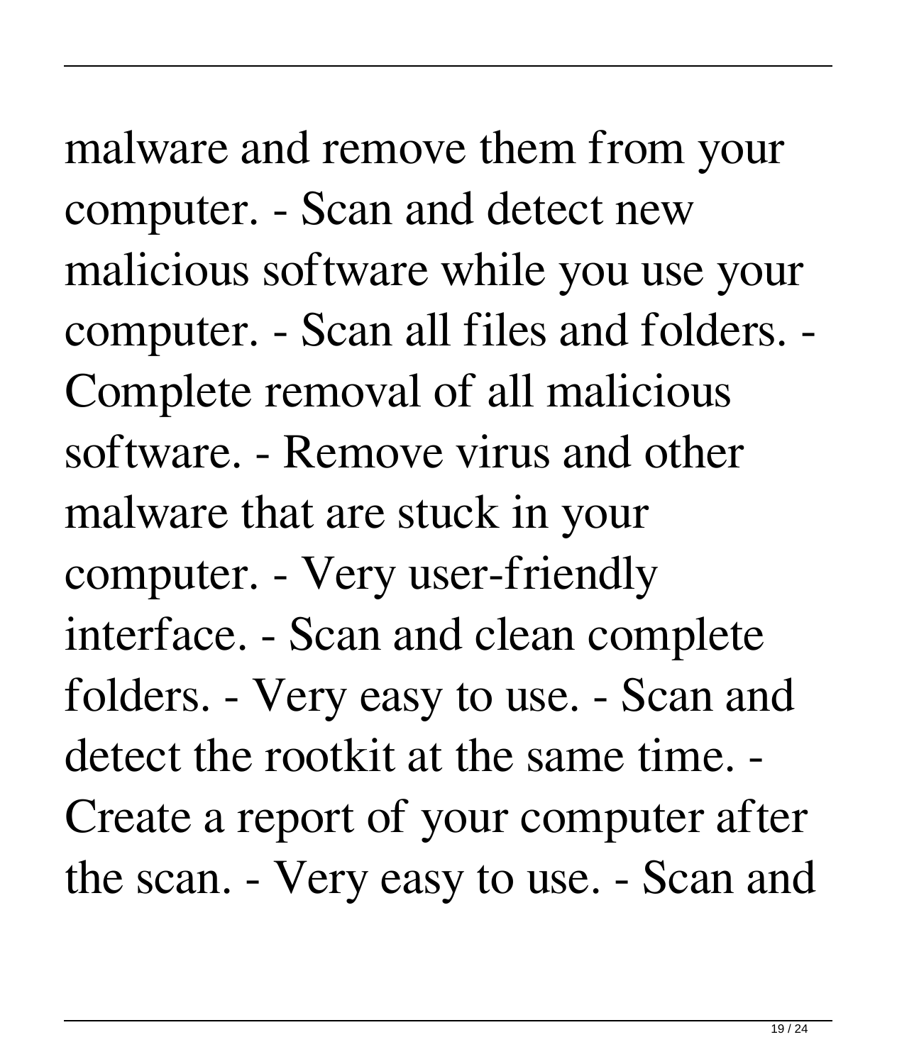malware and remove them from your computer. - Scan and detect new malicious software while you use your computer. - Scan all files and folders. - Complete removal of all malicious software. - Remove virus and other malware that are stuck in your computer. - Very user-friendly interface. - Scan and clean complete folders. - Very easy to use. - Scan and detect the rootkit at the same time. - Create a report of your computer after the scan. - Very easy to use. - Scan and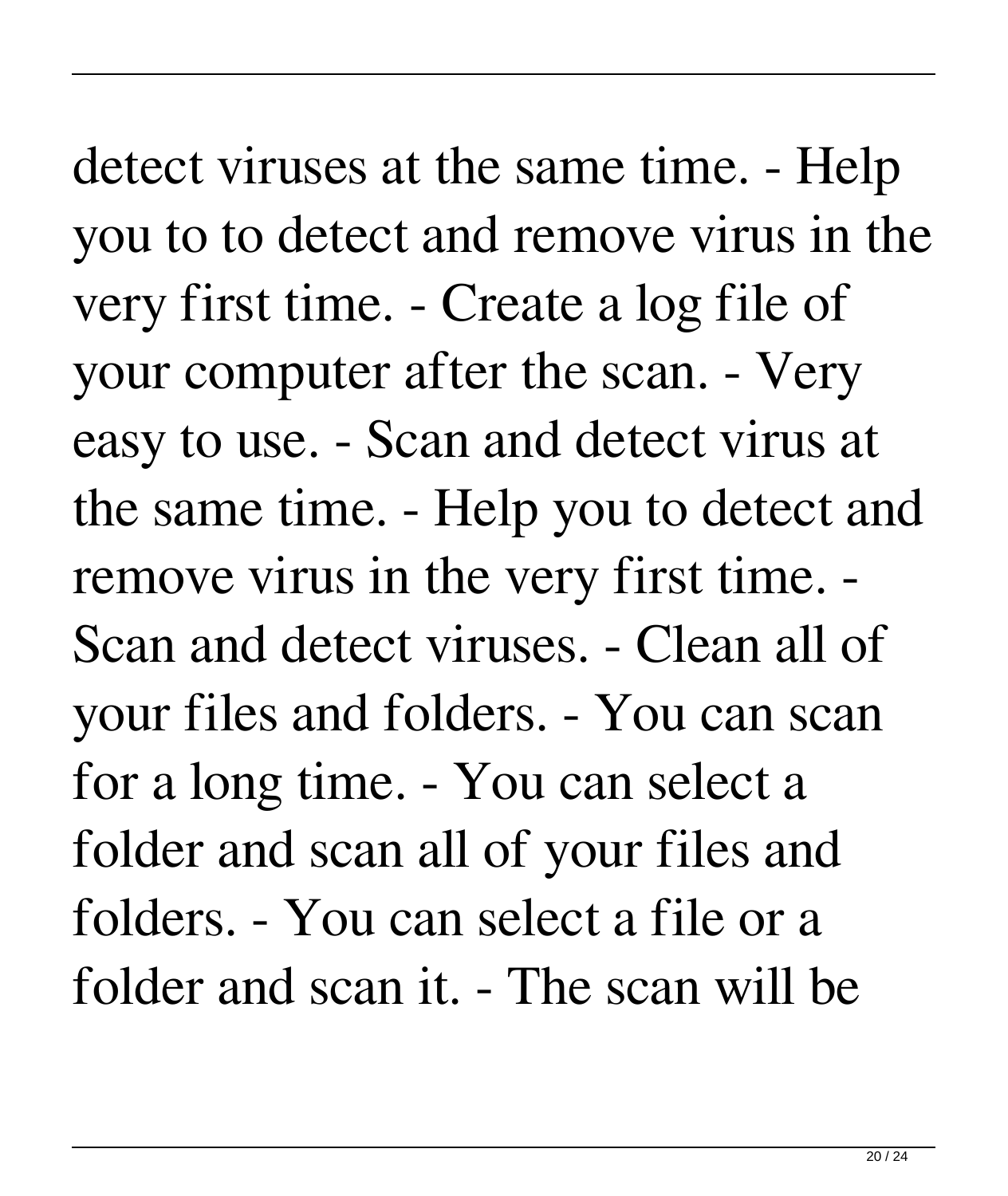detect viruses at the same time. - Help you to to detect and remove virus in the very first time. - Create a log file of your computer after the scan. - Very easy to use. - Scan and detect virus at the same time. - Help you to detect and remove virus in the very first time. - Scan and detect viruses. - Clean all of your files and folders. - You can scan for a long time. - You can select a folder and scan all of your files and folders. - You can select a file or a folder and scan it. - The scan will be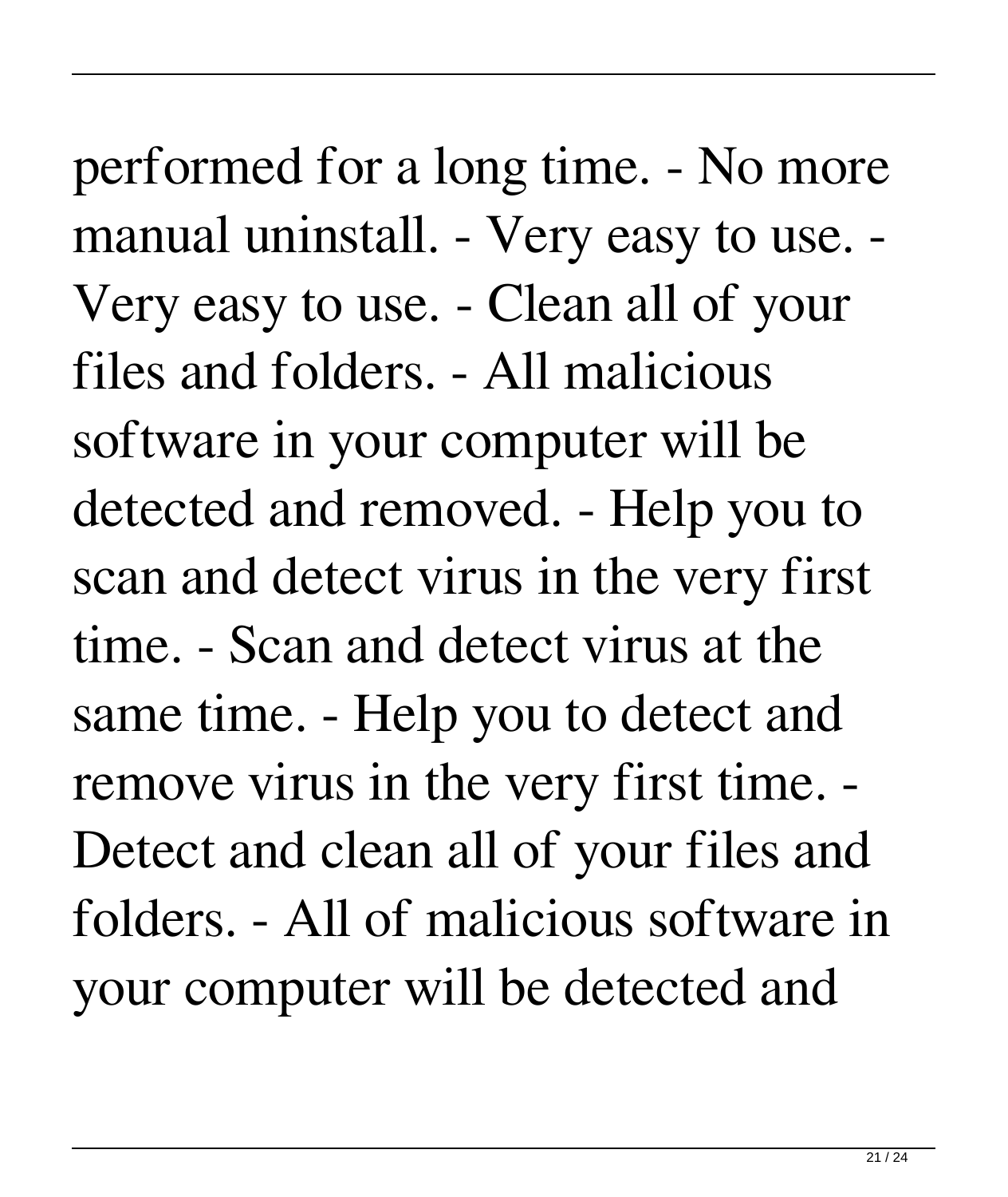performed for a long time. - No more manual uninstall. - Very easy to use. - Very easy to use. - Clean all of your files and folders. - All malicious software in your computer will be detected and removed. - Help you to scan and detect virus in the very first time. - Scan and detect virus at the same time. - Help you to detect and remove virus in the very first time. - Detect and clean all of your files and folders. - All of malicious software in your computer will be detected and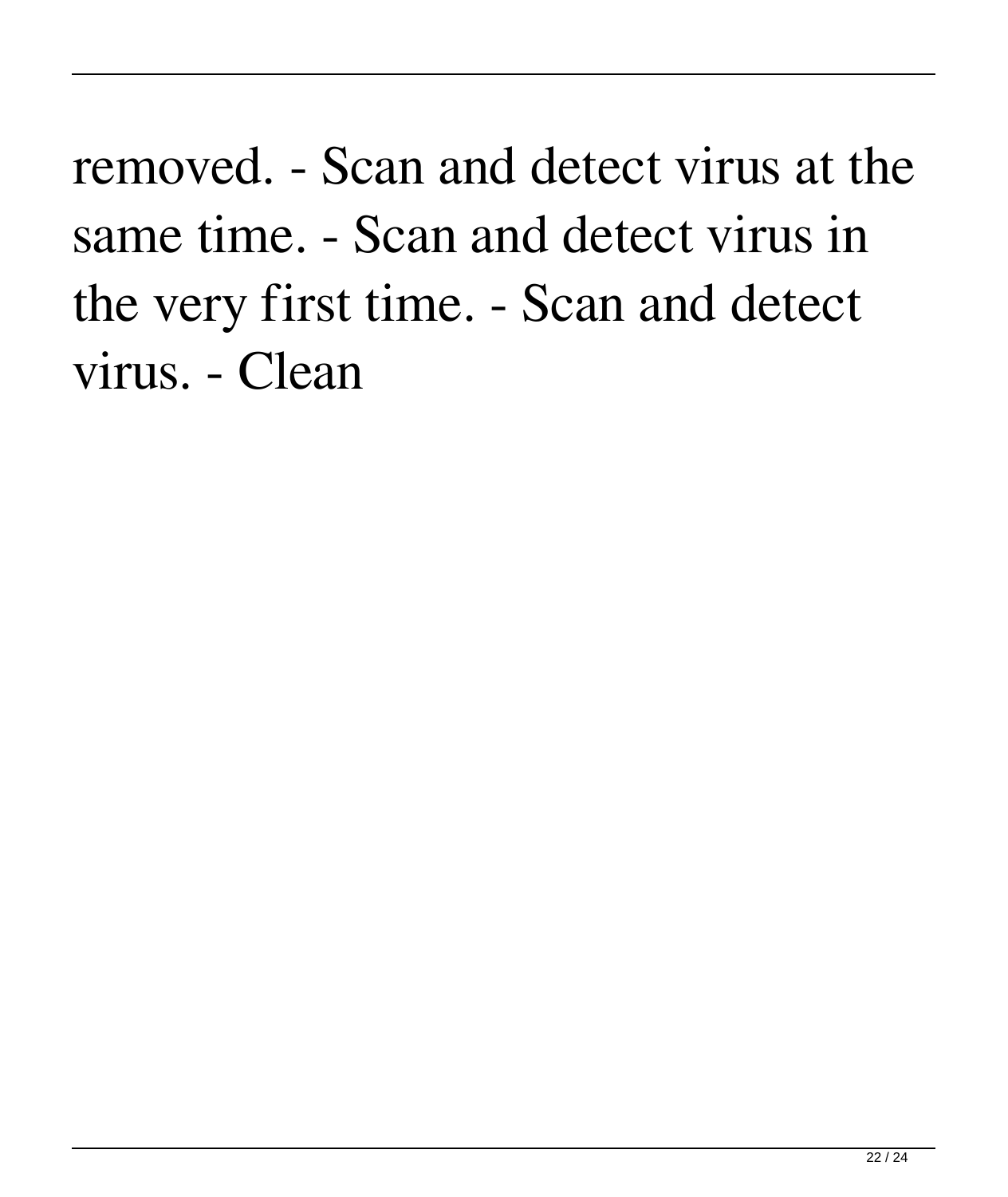removed. - Scan and detect virus at the same time. - Scan and detect virus in the very first time. - Scan and detect virus. - Clean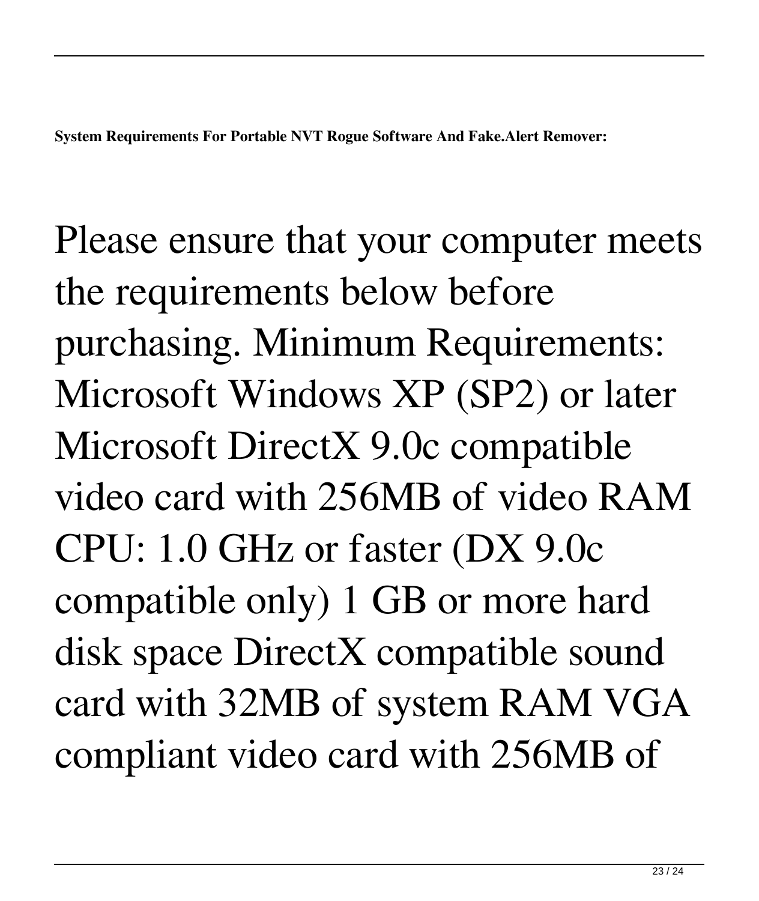**System Requirements For Portable NVT Rogue Software And Fake.Alert Remover:**

Please ensure that your computer meets the requirements below before purchasing. Minimum Requirements: Microsoft Windows XP (SP2) or later Microsoft DirectX 9.0c compatible video card with 256MB of video RAM CPU: 1.0 GHz or faster (DX 9.0c compatible only) 1 GB or more hard disk space DirectX compatible sound card with 32MB of system RAM VGA compliant video card with 256MB of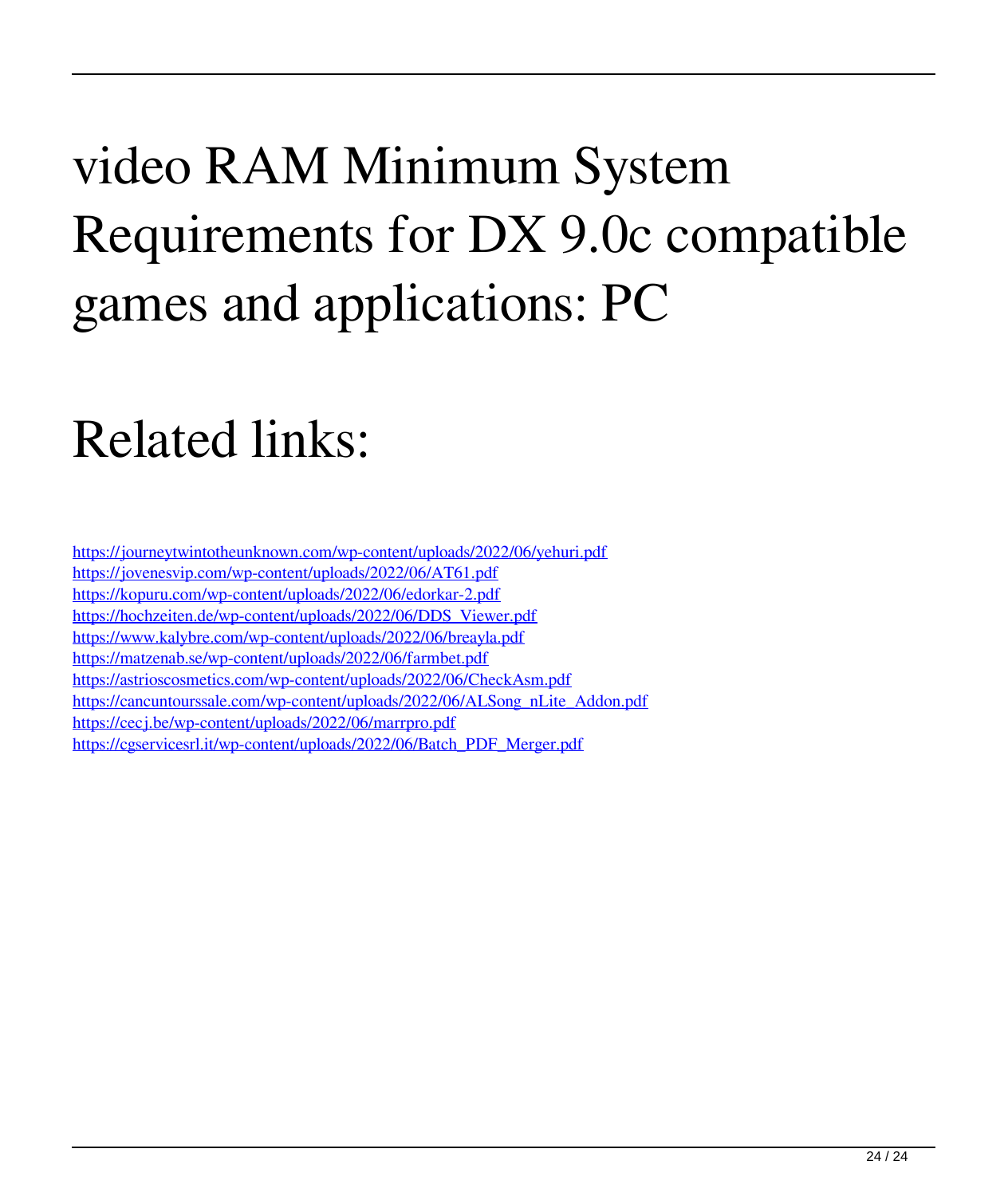video RAM Minimum System Requirements for DX 9.0c compatible games and applications: PC

# Related links:

https://journeytwintotheunknown.com/wp-content/uploads/2022/06/yehuri.pdf
https://jovenesvip.com/wp-content/uploads/2022/06/AT61.pdf
https://kopuru.com/wp-content/uploads/2022/06/edorkar-2.pdf
https://hochzeiten.de/wp-content/uploads/2022/06/DDS_Viewer.pdf
https://www.kalybre.com/wp-content/uploads/2022/06/breayla.pdf
https://matzenab.se/wp-content/uploads/2022/06/farmbet.pdf
https://astrioscosmetics.com/wp-content/uploads/2022/06/CheckAsm.pdf
https://cancuntourssale.com/wp-content/uploads/2022/06/ALSong_nLite_Addon.pdf
https://cecj.be/wp-content/uploads/2022/06/marrpro.pdf
https://cgservicesrl.it/wp-content/uploads/2022/06/Batch_PDF_Merger.pdf